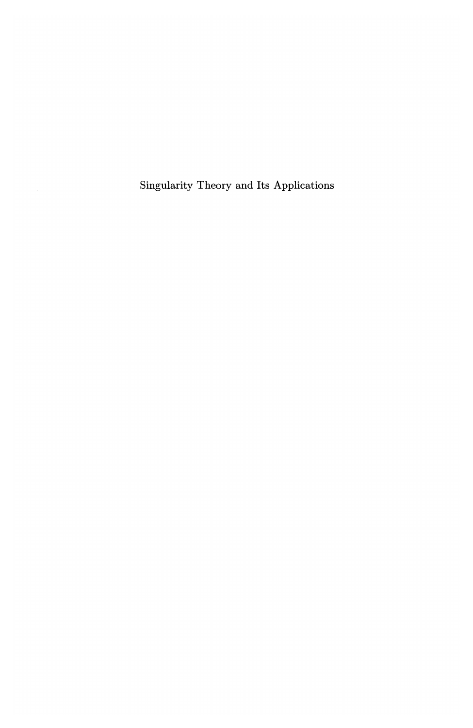Singularity Theory and Its Applications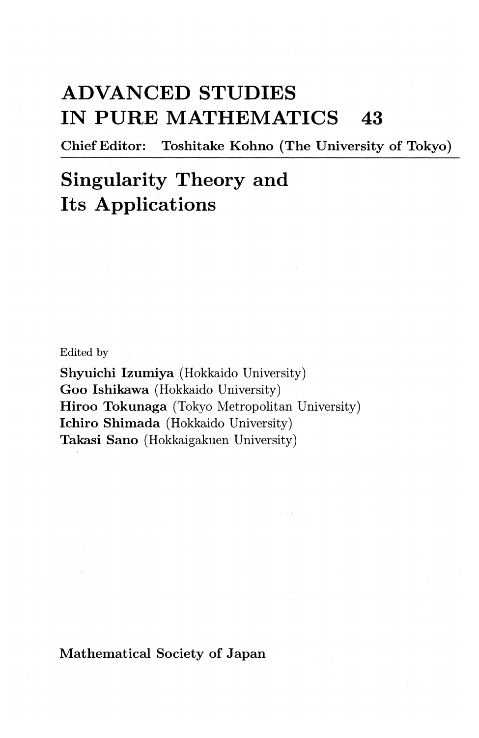# ADVANCED STUDIES IN PURE MATHEMATICS 43

Chief Editor: Toshitake Kohno (The University of Tokyo)

## Singularity Theory and Its Applications

Edited by

**Shyuichi Izumiya** (Hokkaido University)
**Goo Ishikawa** (Hokkaido University)
**Hiroo Tokunaga** (Tokyo Metropolitan University)
**Ichiro Shimada** (Hokkaido University)
**Takasi Sano** (Hokkaigakuen University)

Mathematical Society of Japan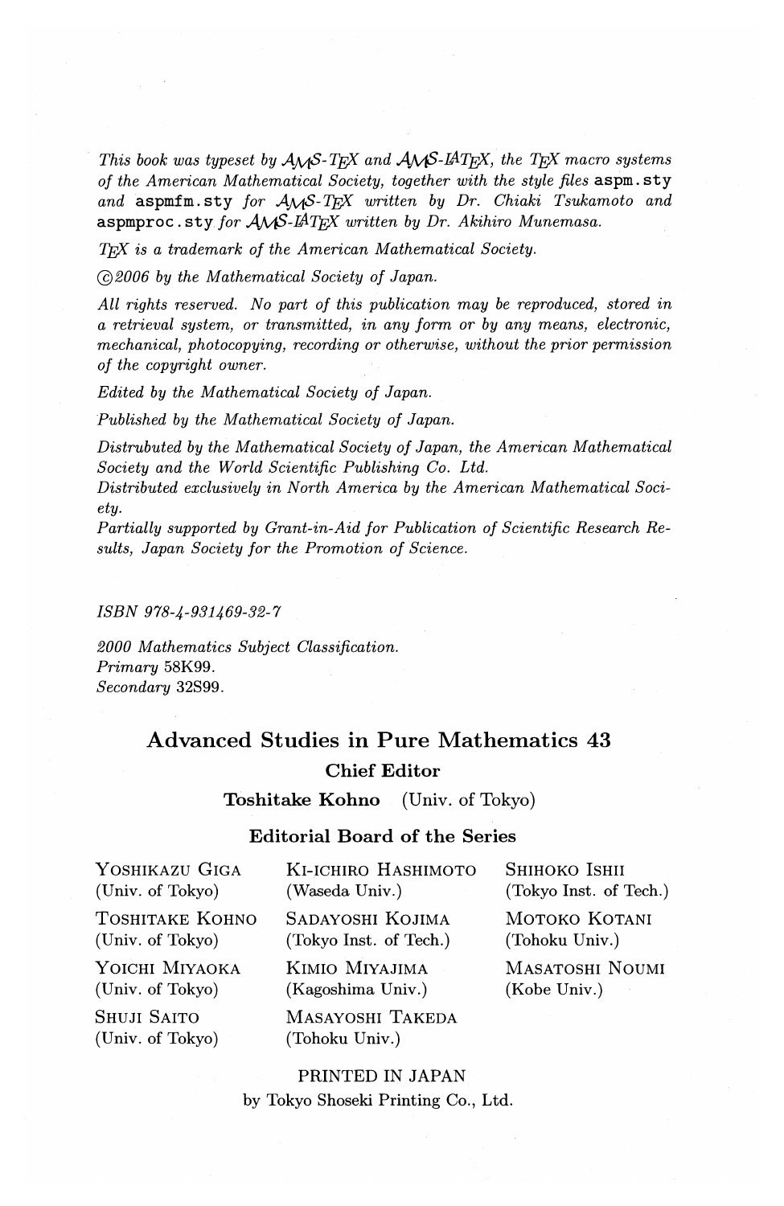*This book was typeset by $\mathcal{AMS}$-TEX and $\mathcal{AMS}$-LATEX, the TEX macro systems of the American Mathematical Society, together with the style files* `aspm.sty` *and* `aspmfm.sty` *for $\mathcal{AMS}$-TEX written by Dr. Chiaki Tsukamoto and* `aspmproc.sty` *for $\mathcal{AMS}$-LATEX written by Dr. Akihiro Munemasa.*

*TEX is a trademark of the American Mathematical Society.*

*©2006 by the Mathematical Society of Japan.*

*All rights reserved. No part of this publication may be reproduced, stored in a retrieval system, or transmitted, in any form or by any means, electronic, mechanical, photocopying, recording or otherwise, without the prior permission of the copyright owner.*

*Edited by the Mathematical Society of Japan.*

*Published by the Mathematical Society of Japan.*

*Distrubuted by the Mathematical Society of Japan, the American Mathematical Society and the World Scientific Publishing Co. Ltd.*
*Distributed exclusively in North America by the American Mathematical Society.*
*Partially supported by Grant-in-Aid for Publication of Scientific Research Results, Japan Society for the Promotion of Science.*

*ISBN 978-4-931469-32-7*

*2000 Mathematics Subject Classification.*
*Primary* 58K99.
*Secondary* 32S99.

## Advanced Studies in Pure Mathematics 43

**Chief Editor**

**Toshitake Kohno** (Univ. of Tokyo)

**Editorial Board of the Series**

| | | |
|---|---|---|
| YOSHIKAZU GIGA (Univ. of Tokyo) | KI-ICHIRO HASHIMOTO (Waseda Univ.) | SHIHOKO ISHII (Tokyo Inst. of Tech.) |
| TOSHITAKE KOHNO (Univ. of Tokyo) | SADAYOSHI KOJIMA (Tokyo Inst. of Tech.) | MOTOKO KOTANI (Tohoku Univ.) |
| YOICHI MIYAOKA (Univ. of Tokyo) | KIMIO MIYAJIMA (Kagoshima Univ.) | MASATOSHI NOUMI (Kobe Univ.) |
| SHUJI SAITO (Univ. of Tokyo) | MASAYOSHI TAKEDA (Tohoku Univ.) | |

PRINTED IN JAPAN
by Tokyo Shoseki Printing Co., Ltd.